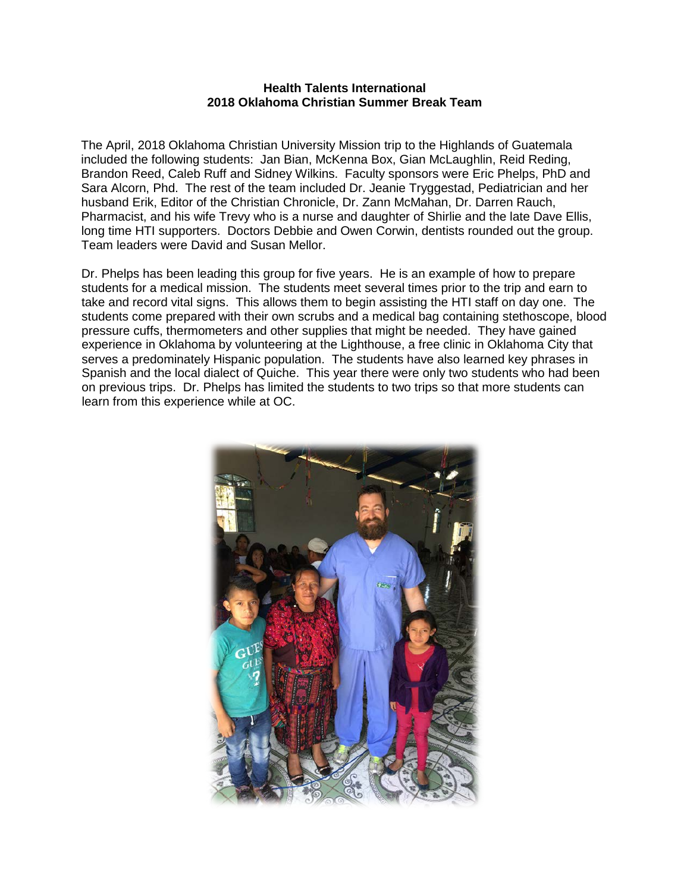**Health Talents International**
**2018 Oklahoma Christian Summer Break Team**

The April, 2018 Oklahoma Christian University Mission trip to the Highlands of Guatemala included the following students: Jan Bian, McKenna Box, Gian McLaughlin, Reid Reding, Brandon Reed, Caleb Ruff and Sidney Wilkins. Faculty sponsors were Eric Phelps, PhD and Sara Alcorn, Phd. The rest of the team included Dr. Jeanie Tryggestad, Pediatrician and her husband Erik, Editor of the Christian Chronicle, Dr. Zann McMahan, Dr. Darren Rauch, Pharmacist, and his wife Trevy who is a nurse and daughter of Shirlie and the late Dave Ellis, long time HTI supporters. Doctors Debbie and Owen Corwin, dentists rounded out the group. Team leaders were David and Susan Mellor.

Dr. Phelps has been leading this group for five years. He is an example of how to prepare students for a medical mission. The students meet several times prior to the trip and earn to take and record vital signs. This allows them to begin assisting the HTI staff on day one. The students come prepared with their own scrubs and a medical bag containing stethoscope, blood pressure cuffs, thermometers and other supplies that might be needed. They have gained experience in Oklahoma by volunteering at the Lighthouse, a free clinic in Oklahoma City that serves a predominately Hispanic population. The students have also learned key phrases in Spanish and the local dialect of Quiche. This year there were only two students who had been on previous trips. Dr. Phelps has limited the students to two trips so that more students can learn from this experience while at OC.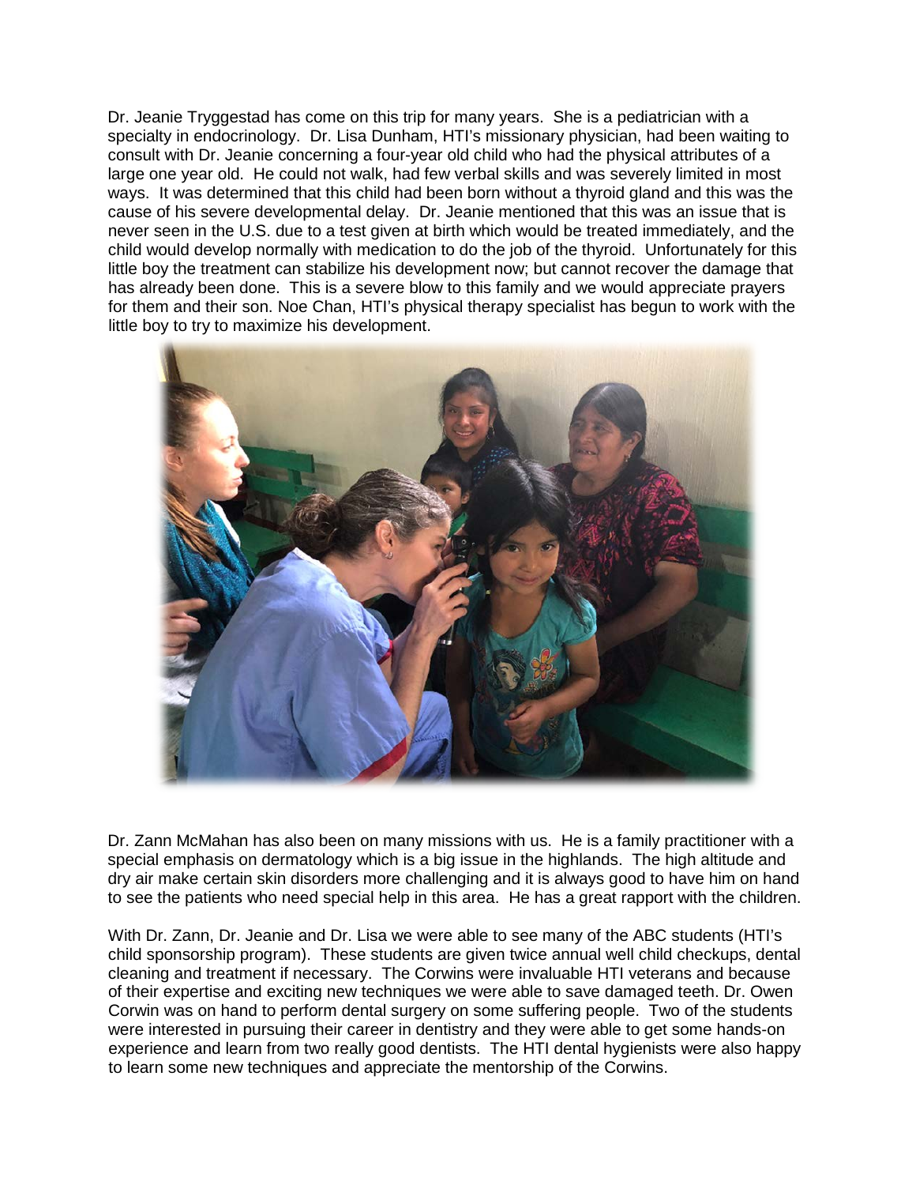Dr. Jeanie Tryggestad has come on this trip for many years. She is a pediatrician with a specialty in endocrinology. Dr. Lisa Dunham, HTI's missionary physician, had been waiting to consult with Dr. Jeanie concerning a four-year old child who had the physical attributes of a large one year old. He could not walk, had few verbal skills and was severely limited in most ways. It was determined that this child had been born without a thyroid gland and this was the cause of his severe developmental delay. Dr. Jeanie mentioned that this was an issue that is never seen in the U.S. due to a test given at birth which would be treated immediately, and the child would develop normally with medication to do the job of the thyroid. Unfortunately for this little boy the treatment can stabilize his development now; but cannot recover the damage that has already been done. This is a severe blow to this family and we would appreciate prayers for them and their son. Noe Chan, HTI's physical therapy specialist has begun to work with the little boy to try to maximize his development.

Dr. Zann McMahan has also been on many missions with us. He is a family practitioner with a special emphasis on dermatology which is a big issue in the highlands. The high altitude and dry air make certain skin disorders more challenging and it is always good to have him on hand to see the patients who need special help in this area. He has a great rapport with the children.

With Dr. Zann, Dr. Jeanie and Dr. Lisa we were able to see many of the ABC students (HTI's child sponsorship program). These students are given twice annual well child checkups, dental cleaning and treatment if necessary. The Corwins were invaluable HTI veterans and because of their expertise and exciting new techniques we were able to save damaged teeth. Dr. Owen Corwin was on hand to perform dental surgery on some suffering people. Two of the students were interested in pursuing their career in dentistry and they were able to get some hands-on experience and learn from two really good dentists. The HTI dental hygienists were also happy to learn some new techniques and appreciate the mentorship of the Corwins.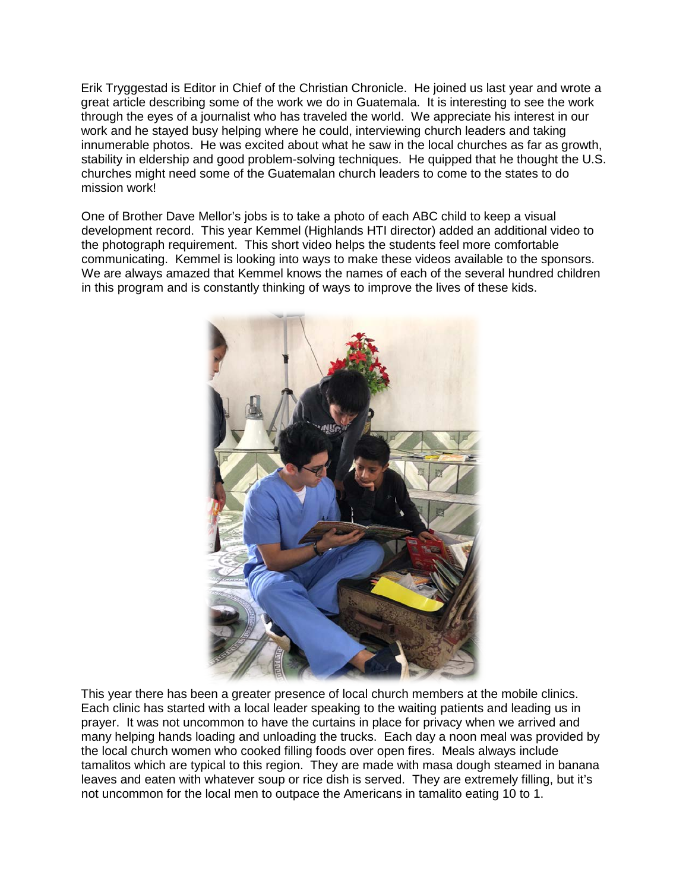Erik Tryggestad is Editor in Chief of the Christian Chronicle. He joined us last year and wrote a great article describing some of the work we do in Guatemala. It is interesting to see the work through the eyes of a journalist who has traveled the world. We appreciate his interest in our work and he stayed busy helping where he could, interviewing church leaders and taking innumerable photos. He was excited about what he saw in the local churches as far as growth, stability in eldership and good problem-solving techniques. He quipped that he thought the U.S. churches might need some of the Guatemalan church leaders to come to the states to do mission work!

One of Brother Dave Mellor's jobs is to take a photo of each ABC child to keep a visual development record. This year Kemmel (Highlands HTI director) added an additional video to the photograph requirement. This short video helps the students feel more comfortable communicating. Kemmel is looking into ways to make these videos available to the sponsors. We are always amazed that Kemmel knows the names of each of the several hundred children in this program and is constantly thinking of ways to improve the lives of these kids.

This year there has been a greater presence of local church members at the mobile clinics. Each clinic has started with a local leader speaking to the waiting patients and leading us in prayer. It was not uncommon to have the curtains in place for privacy when we arrived and many helping hands loading and unloading the trucks. Each day a noon meal was provided by the local church women who cooked filling foods over open fires. Meals always include tamalitos which are typical to this region. They are made with masa dough steamed in banana leaves and eaten with whatever soup or rice dish is served. They are extremely filling, but it's not uncommon for the local men to outpace the Americans in tamalito eating 10 to 1.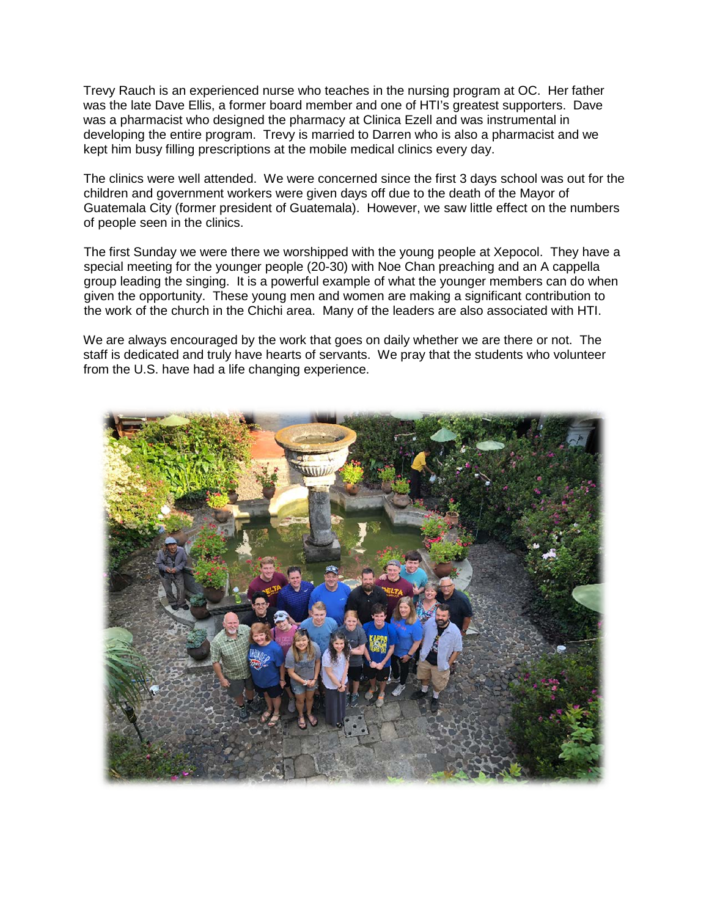Trevy Rauch is an experienced nurse who teaches in the nursing program at OC. Her father was the late Dave Ellis, a former board member and one of HTI's greatest supporters. Dave was a pharmacist who designed the pharmacy at Clinica Ezell and was instrumental in developing the entire program. Trevy is married to Darren who is also a pharmacist and we kept him busy filling prescriptions at the mobile medical clinics every day.

The clinics were well attended. We were concerned since the first 3 days school was out for the children and government workers were given days off due to the death of the Mayor of Guatemala City (former president of Guatemala). However, we saw little effect on the numbers of people seen in the clinics.

The first Sunday we were there we worshipped with the young people at Xepocol. They have a special meeting for the younger people (20-30) with Noe Chan preaching and an A cappella group leading the singing. It is a powerful example of what the younger members can do when given the opportunity. These young men and women are making a significant contribution to the work of the church in the Chichi area. Many of the leaders are also associated with HTI.

We are always encouraged by the work that goes on daily whether we are there or not. The staff is dedicated and truly have hearts of servants. We pray that the students who volunteer from the U.S. have had a life changing experience.